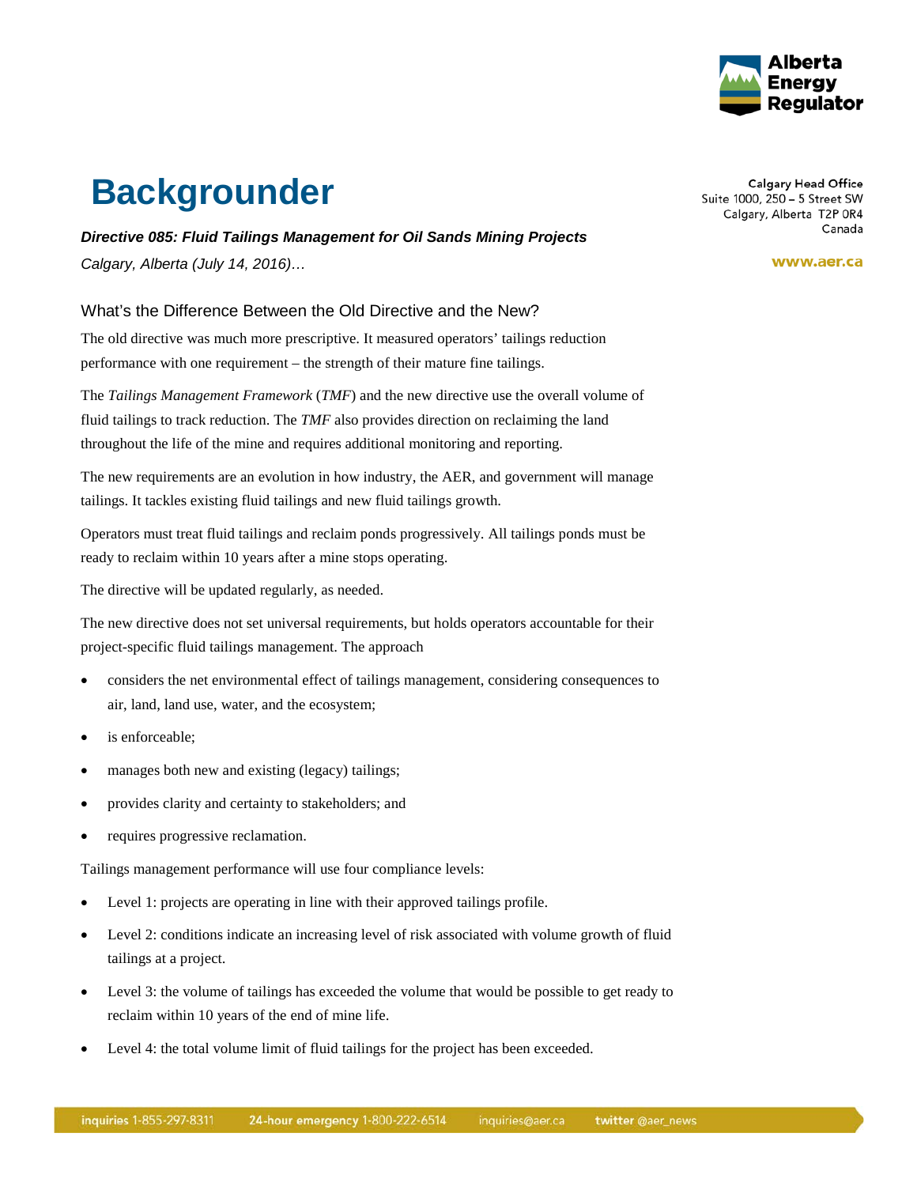# Backgrounder

***Directive 085: Fluid Tailings Management for Oil Sands Mining Projects***

*Calgary, Alberta (July 14, 2016)…*

Calgary Head Office
Suite 1000, 250 – 5 Street SW
Calgary, Alberta T2P 0R4
Canada

www.aer.ca

## What's the Difference Between the Old Directive and the New?

The old directive was much more prescriptive. It measured operators' tailings reduction performance with one requirement – the strength of their mature fine tailings.

The *Tailings Management Framework* (*TMF*) and the new directive use the overall volume of fluid tailings to track reduction. The *TMF* also provides direction on reclaiming the land throughout the life of the mine and requires additional monitoring and reporting.

The new requirements are an evolution in how industry, the AER, and government will manage tailings. It tackles existing fluid tailings and new fluid tailings growth.

Operators must treat fluid tailings and reclaim ponds progressively. All tailings ponds must be ready to reclaim within 10 years after a mine stops operating.

The directive will be updated regularly, as needed.

The new directive does not set universal requirements, but holds operators accountable for their project-specific fluid tailings management. The approach

- considers the net environmental effect of tailings management, considering consequences to air, land, land use, water, and the ecosystem;
- is enforceable;
- manages both new and existing (legacy) tailings;
- provides clarity and certainty to stakeholders; and
- requires progressive reclamation.

Tailings management performance will use four compliance levels:

- Level 1: projects are operating in line with their approved tailings profile.
- Level 2: conditions indicate an increasing level of risk associated with volume growth of fluid tailings at a project.
- Level 3: the volume of tailings has exceeded the volume that would be possible to get ready to reclaim within 10 years of the end of mine life.
- Level 4: the total volume limit of fluid tailings for the project has been exceeded.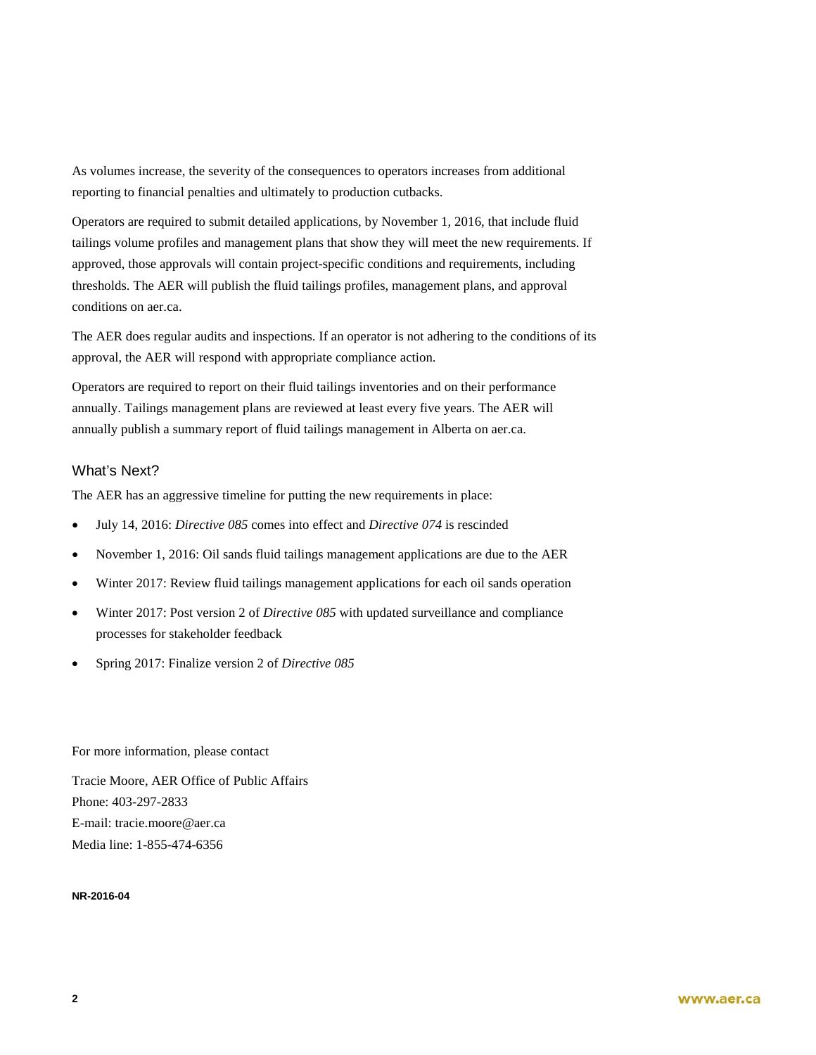As volumes increase, the severity of the consequences to operators increases from additional reporting to financial penalties and ultimately to production cutbacks.

Operators are required to submit detailed applications, by November 1, 2016, that include fluid tailings volume profiles and management plans that show they will meet the new requirements. If approved, those approvals will contain project-specific conditions and requirements, including thresholds. The AER will publish the fluid tailings profiles, management plans, and approval conditions on aer.ca.

The AER does regular audits and inspections. If an operator is not adhering to the conditions of its approval, the AER will respond with appropriate compliance action.

Operators are required to report on their fluid tailings inventories and on their performance annually. Tailings management plans are reviewed at least every five years. The AER will annually publish a summary report of fluid tailings management in Alberta on aer.ca.

## What's Next?

The AER has an aggressive timeline for putting the new requirements in place:

- July 14, 2016: *Directive 085* comes into effect and *Directive 074* is rescinded
- November 1, 2016: Oil sands fluid tailings management applications are due to the AER
- Winter 2017: Review fluid tailings management applications for each oil sands operation
- Winter 2017: Post version 2 of *Directive 085* with updated surveillance and compliance processes for stakeholder feedback
- Spring 2017: Finalize version 2 of *Directive 085*

For more information, please contact

Tracie Moore, AER Office of Public Affairs
Phone: 403-297-2833
E-mail: tracie.moore@aer.ca
Media line: 1-855-474-6356

**NR-2016-04**